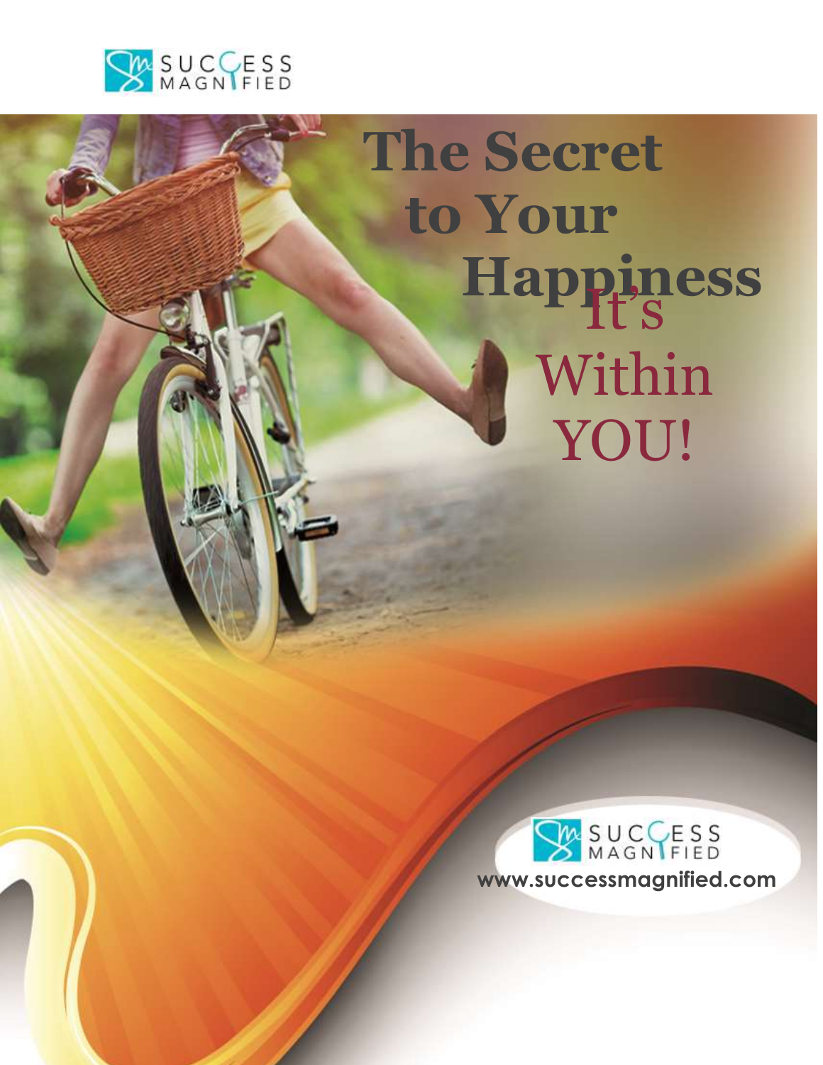SUCCESS MAGNIFIED

# The Secret to Your Happiness

## It's Within YOU!

SUCCESS MAGNIFIED

www.successmagnified.com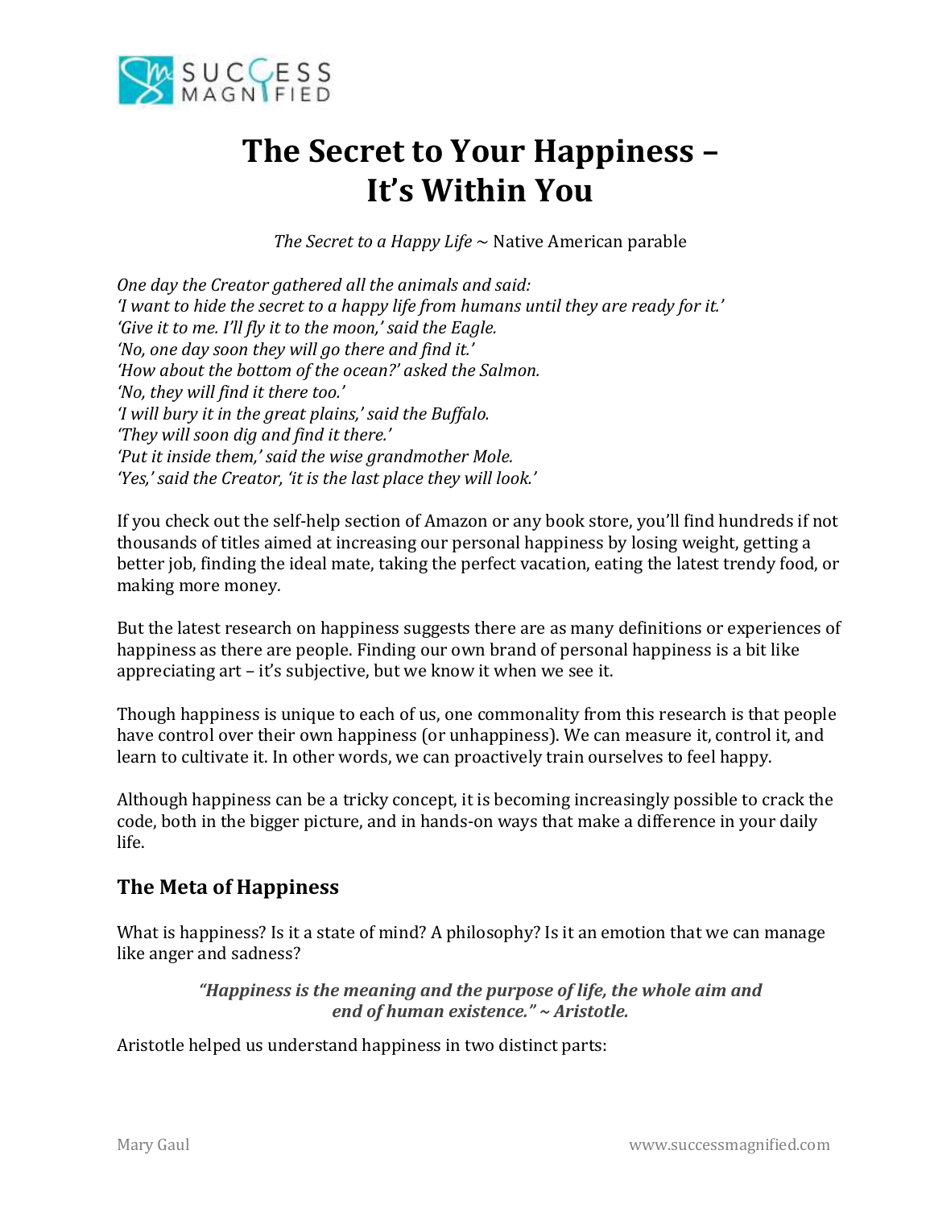# The Secret to Your Happiness – It's Within You

*The Secret to a Happy Life* ~ Native American parable

*One day the Creator gathered all the animals and said:*
*'I want to hide the secret to a happy life from humans until they are ready for it.'*
*'Give it to me. I'll fly it to the moon,' said the Eagle.*
*'No, one day soon they will go there and find it.'*
*'How about the bottom of the ocean?' asked the Salmon.*
*'No, they will find it there too.'*
*'I will bury it in the great plains,' said the Buffalo.*
*'They will soon dig and find it there.'*
*'Put it inside them,' said the wise grandmother Mole.*
*'Yes,' said the Creator, 'it is the last place they will look.'*

If you check out the self-help section of Amazon or any book store, you'll find hundreds if not thousands of titles aimed at increasing our personal happiness by losing weight, getting a better job, finding the ideal mate, taking the perfect vacation, eating the latest trendy food, or making more money.

But the latest research on happiness suggests there are as many definitions or experiences of happiness as there are people. Finding our own brand of personal happiness is a bit like appreciating art – it's subjective, but we know it when we see it.

Though happiness is unique to each of us, one commonality from this research is that people have control over their own happiness (or unhappiness). We can measure it, control it, and learn to cultivate it. In other words, we can proactively train ourselves to feel happy.

Although happiness can be a tricky concept, it is becoming increasingly possible to crack the code, both in the bigger picture, and in hands-on ways that make a difference in your daily life.

## The Meta of Happiness

What is happiness? Is it a state of mind? A philosophy? Is it an emotion that we can manage like anger and sadness?

***"Happiness is the meaning and the purpose of life, the whole aim and end of human existence." ~ Aristotle.***

Aristotle helped us understand happiness in two distinct parts: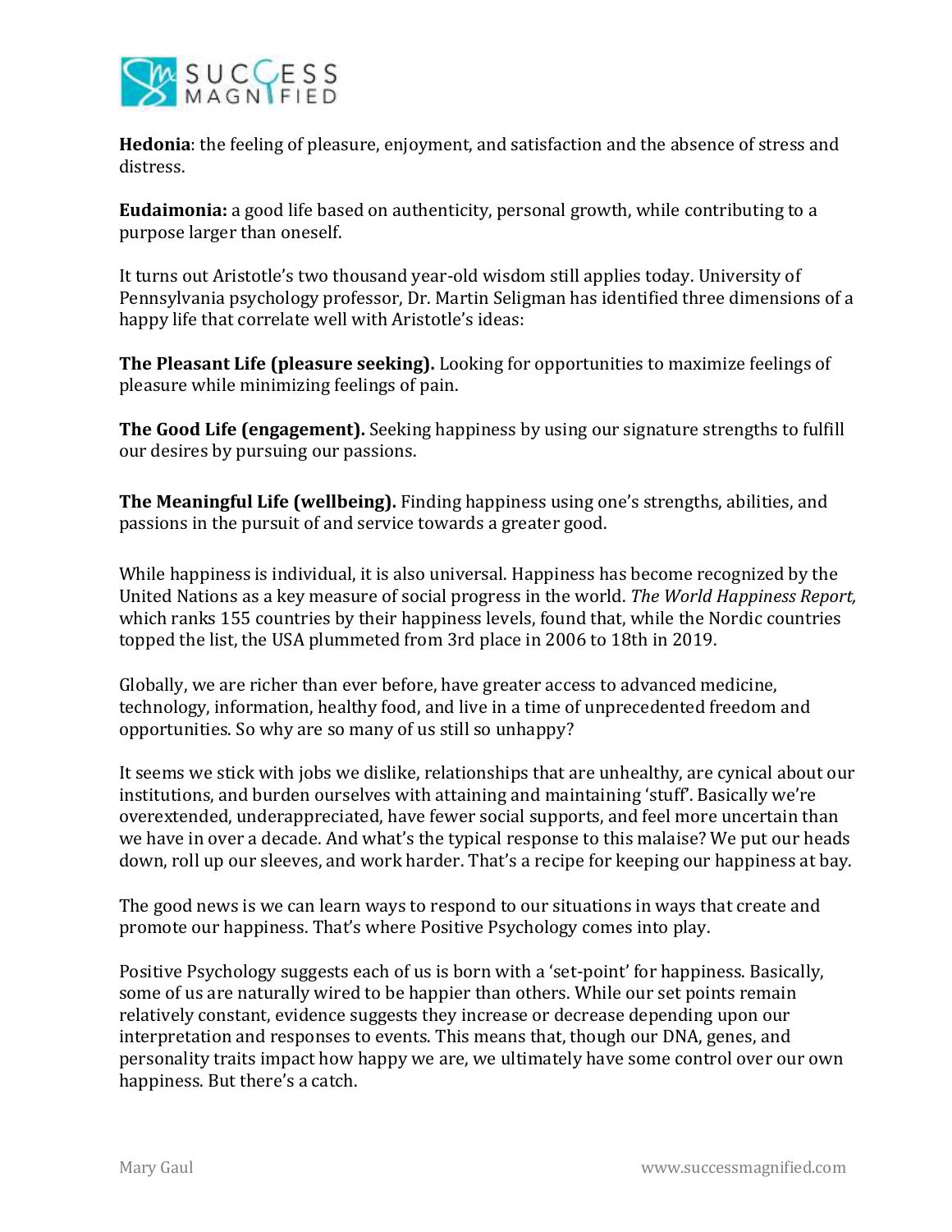**Hedonia**: the feeling of pleasure, enjoyment, and satisfaction and the absence of stress and distress.

**Eudaimonia:** a good life based on authenticity, personal growth, while contributing to a purpose larger than oneself.

It turns out Aristotle's two thousand year-old wisdom still applies today. University of Pennsylvania psychology professor, Dr. Martin Seligman has identified three dimensions of a happy life that correlate well with Aristotle's ideas:

**The Pleasant Life (pleasure seeking).** Looking for opportunities to maximize feelings of pleasure while minimizing feelings of pain.

**The Good Life (engagement).** Seeking happiness by using our signature strengths to fulfill our desires by pursuing our passions.

**The Meaningful Life (wellbeing).** Finding happiness using one's strengths, abilities, and passions in the pursuit of and service towards a greater good.

While happiness is individual, it is also universal. Happiness has become recognized by the United Nations as a key measure of social progress in the world. *The World Happiness Report,* which ranks 155 countries by their happiness levels, found that, while the Nordic countries topped the list, the USA plummeted from 3rd place in 2006 to 18th in 2019.

Globally, we are richer than ever before, have greater access to advanced medicine, technology, information, healthy food, and live in a time of unprecedented freedom and opportunities. So why are so many of us still so unhappy?

It seems we stick with jobs we dislike, relationships that are unhealthy, are cynical about our institutions, and burden ourselves with attaining and maintaining 'stuff'. Basically we're overextended, underappreciated, have fewer social supports, and feel more uncertain than we have in over a decade. And what's the typical response to this malaise? We put our heads down, roll up our sleeves, and work harder. That's a recipe for keeping our happiness at bay.

The good news is we can learn ways to respond to our situations in ways that create and promote our happiness. That's where Positive Psychology comes into play.

Positive Psychology suggests each of us is born with a 'set-point' for happiness. Basically, some of us are naturally wired to be happier than others. While our set points remain relatively constant, evidence suggests they increase or decrease depending upon our interpretation and responses to events. This means that, though our DNA, genes, and personality traits impact how happy we are, we ultimately have some control over our own happiness. But there's a catch.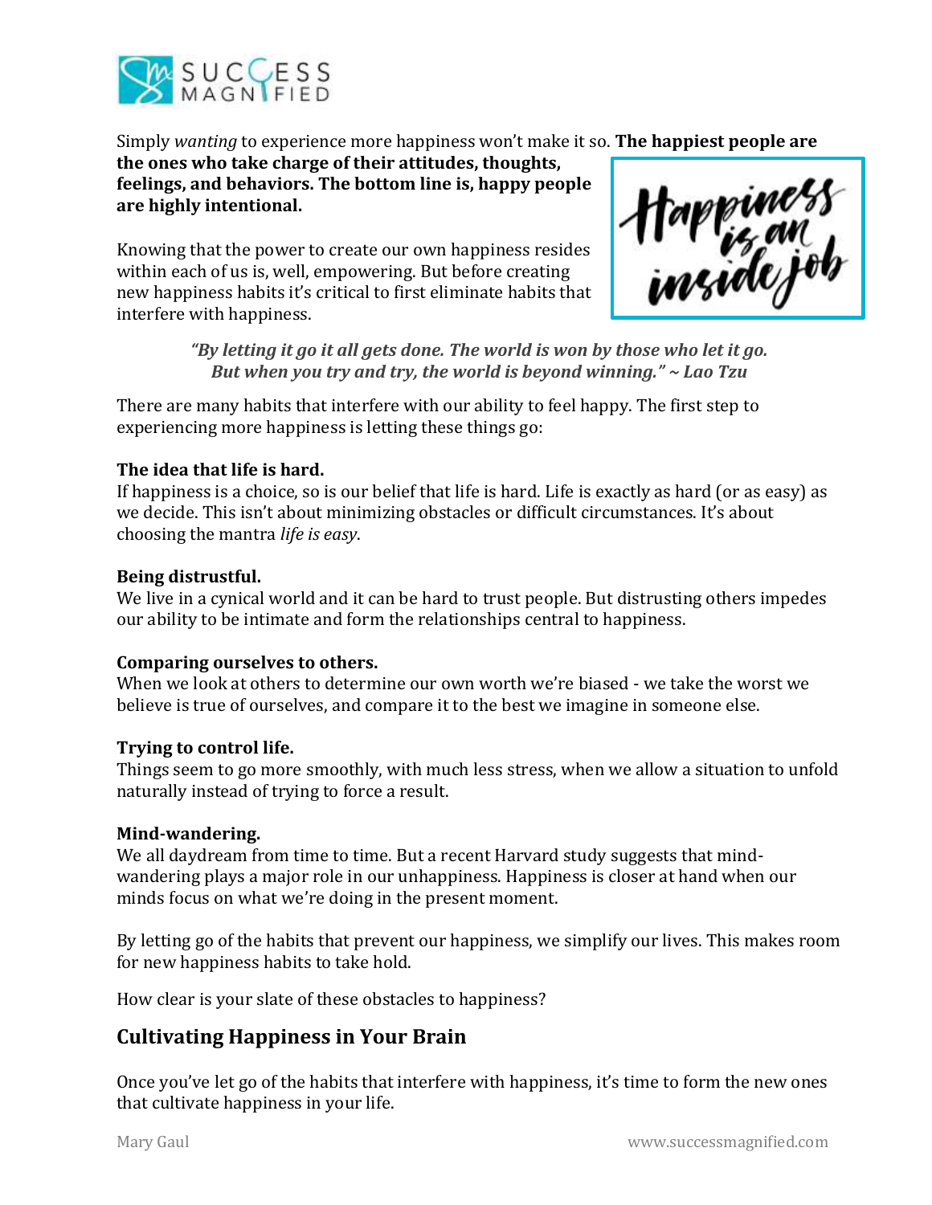Simply *wanting* to experience more happiness won't make it so. **The happiest people are the ones who take charge of their attitudes, thoughts, feelings, and behaviors. The bottom line is, happy people are highly intentional.**

Knowing that the power to create our own happiness resides within each of us is, well, empowering. But before creating new happiness habits it's critical to first eliminate habits that interfere with happiness.

> ***"By letting it go it all gets done. The world is won by those who let it go. But when you try and try, the world is beyond winning." ~ Lao Tzu***

There are many habits that interfere with our ability to feel happy. The first step to experiencing more happiness is letting these things go:

**The idea that life is hard.**
If happiness is a choice, so is our belief that life is hard. Life is exactly as hard (or as easy) as we decide. This isn't about minimizing obstacles or difficult circumstances. It's about choosing the mantra *life is easy*.

**Being distrustful.**
We live in a cynical world and it can be hard to trust people. But distrusting others impedes our ability to be intimate and form the relationships central to happiness.

**Comparing ourselves to others.**
When we look at others to determine our own worth we're biased - we take the worst we believe is true of ourselves, and compare it to the best we imagine in someone else.

**Trying to control life.**
Things seem to go more smoothly, with much less stress, when we allow a situation to unfold naturally instead of trying to force a result.

**Mind-wandering.**
We all daydream from time to time. But a recent Harvard study suggests that mind-wandering plays a major role in our unhappiness. Happiness is closer at hand when our minds focus on what we're doing in the present moment.

By letting go of the habits that prevent our happiness, we simplify our lives. This makes room for new happiness habits to take hold.

How clear is your slate of these obstacles to happiness?

## Cultivating Happiness in Your Brain

Once you've let go of the habits that interfere with happiness, it's time to form the new ones that cultivate happiness in your life.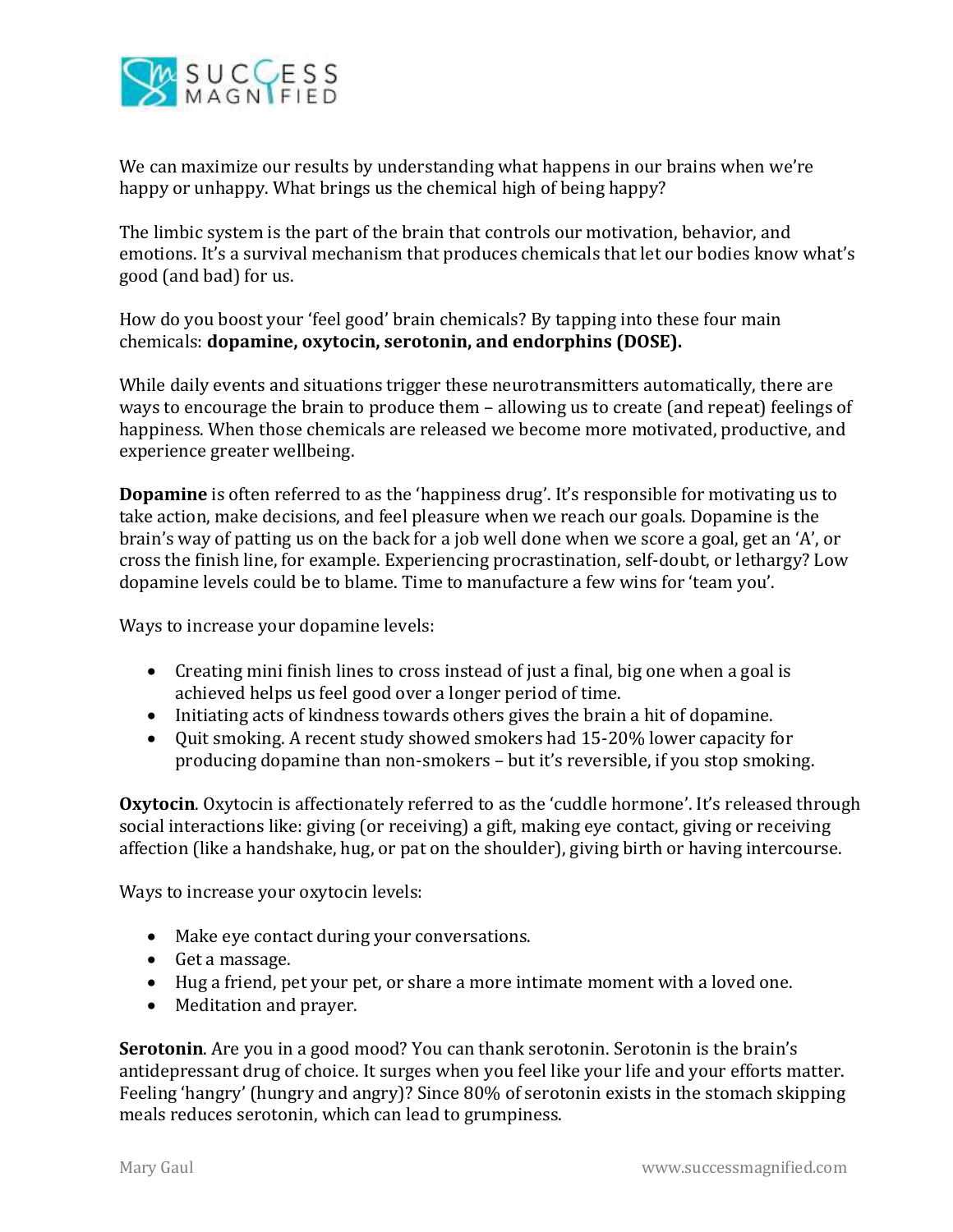We can maximize our results by understanding what happens in our brains when we're happy or unhappy. What brings us the chemical high of being happy?

The limbic system is the part of the brain that controls our motivation, behavior, and emotions. It's a survival mechanism that produces chemicals that let our bodies know what's good (and bad) for us.

How do you boost your 'feel good' brain chemicals? By tapping into these four main chemicals: **dopamine, oxytocin, serotonin, and endorphins (DOSE).**

While daily events and situations trigger these neurotransmitters automatically, there are ways to encourage the brain to produce them – allowing us to create (and repeat) feelings of happiness. When those chemicals are released we become more motivated, productive, and experience greater wellbeing.

**Dopamine** is often referred to as the 'happiness drug'. It's responsible for motivating us to take action, make decisions, and feel pleasure when we reach our goals. Dopamine is the brain's way of patting us on the back for a job well done when we score a goal, get an 'A', or cross the finish line, for example. Experiencing procrastination, self-doubt, or lethargy? Low dopamine levels could be to blame. Time to manufacture a few wins for 'team you'.

Ways to increase your dopamine levels:

- Creating mini finish lines to cross instead of just a final, big one when a goal is achieved helps us feel good over a longer period of time.
- Initiating acts of kindness towards others gives the brain a hit of dopamine.
- Quit smoking. A recent study showed smokers had 15-20% lower capacity for producing dopamine than non-smokers – but it's reversible, if you stop smoking.

**Oxytocin**. Oxytocin is affectionately referred to as the 'cuddle hormone'. It's released through social interactions like: giving (or receiving) a gift, making eye contact, giving or receiving affection (like a handshake, hug, or pat on the shoulder), giving birth or having intercourse.

Ways to increase your oxytocin levels:

- Make eye contact during your conversations.
- Get a massage.
- Hug a friend, pet your pet, or share a more intimate moment with a loved one.
- Meditation and prayer.

**Serotonin**. Are you in a good mood? You can thank serotonin. Serotonin is the brain's antidepressant drug of choice. It surges when you feel like your life and your efforts matter. Feeling 'hangry' (hungry and angry)? Since 80% of serotonin exists in the stomach skipping meals reduces serotonin, which can lead to grumpiness.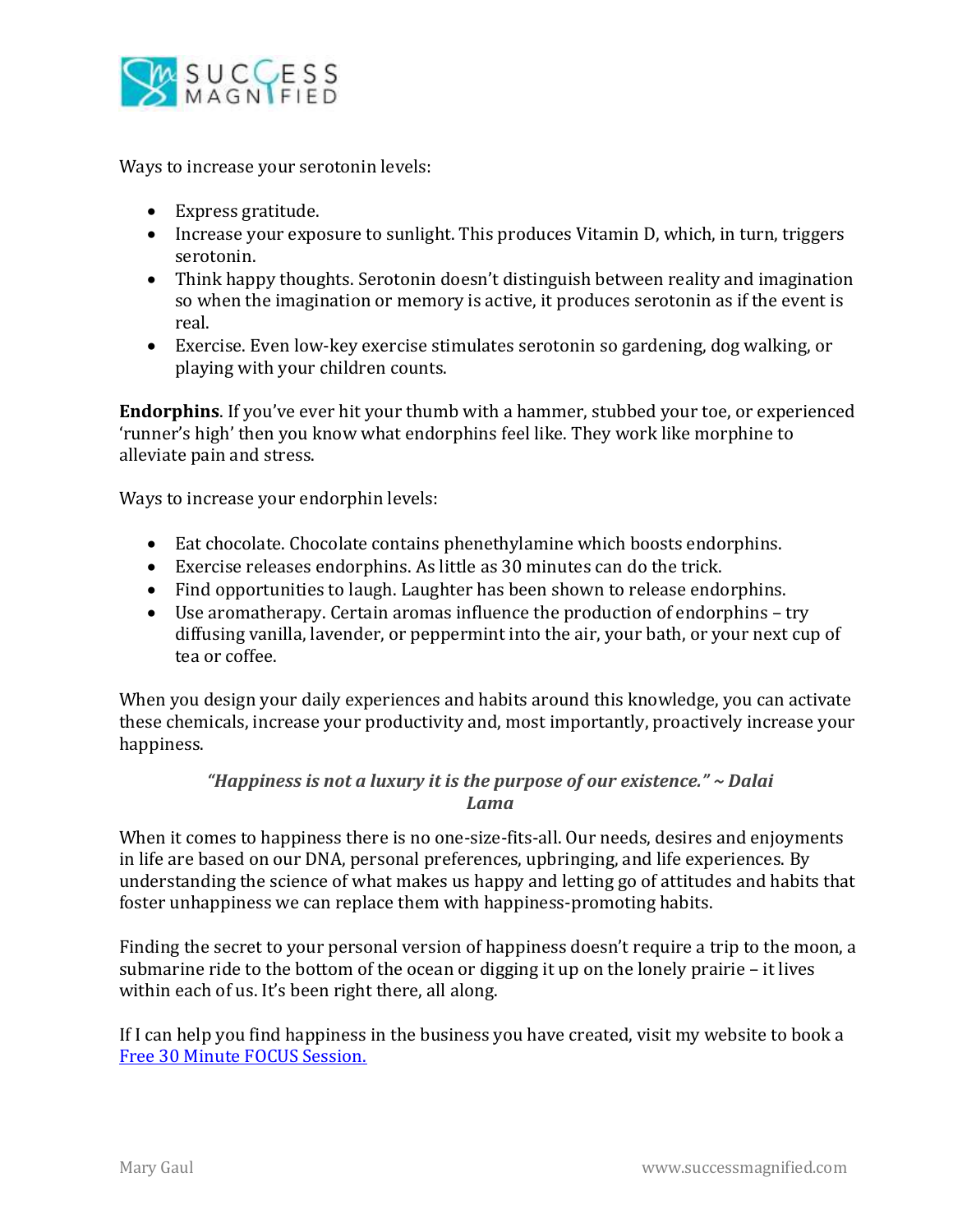Ways to increase your serotonin levels:

- Express gratitude.
- Increase your exposure to sunlight. This produces Vitamin D, which, in turn, triggers serotonin.
- Think happy thoughts. Serotonin doesn't distinguish between reality and imagination so when the imagination or memory is active, it produces serotonin as if the event is real.
- Exercise. Even low-key exercise stimulates serotonin so gardening, dog walking, or playing with your children counts.

**Endorphins**. If you've ever hit your thumb with a hammer, stubbed your toe, or experienced 'runner's high' then you know what endorphins feel like. They work like morphine to alleviate pain and stress.

Ways to increase your endorphin levels:

- Eat chocolate. Chocolate contains phenethylamine which boosts endorphins.
- Exercise releases endorphins. As little as 30 minutes can do the trick.
- Find opportunities to laugh. Laughter has been shown to release endorphins.
- Use aromatherapy. Certain aromas influence the production of endorphins – try diffusing vanilla, lavender, or peppermint into the air, your bath, or your next cup of tea or coffee.

When you design your daily experiences and habits around this knowledge, you can activate these chemicals, increase your productivity and, most importantly, proactively increase your happiness.

***"Happiness is not a luxury it is the purpose of our existence." ~ Dalai Lama***

When it comes to happiness there is no one-size-fits-all. Our needs, desires and enjoyments in life are based on our DNA, personal preferences, upbringing, and life experiences. By understanding the science of what makes us happy and letting go of attitudes and habits that foster unhappiness we can replace them with happiness-promoting habits.

Finding the secret to your personal version of happiness doesn't require a trip to the moon, a submarine ride to the bottom of the ocean or digging it up on the lonely prairie – it lives within each of us. It's been right there, all along.

If I can help you find happiness in the business you have created, visit my website to book a Free 30 Minute FOCUS Session.